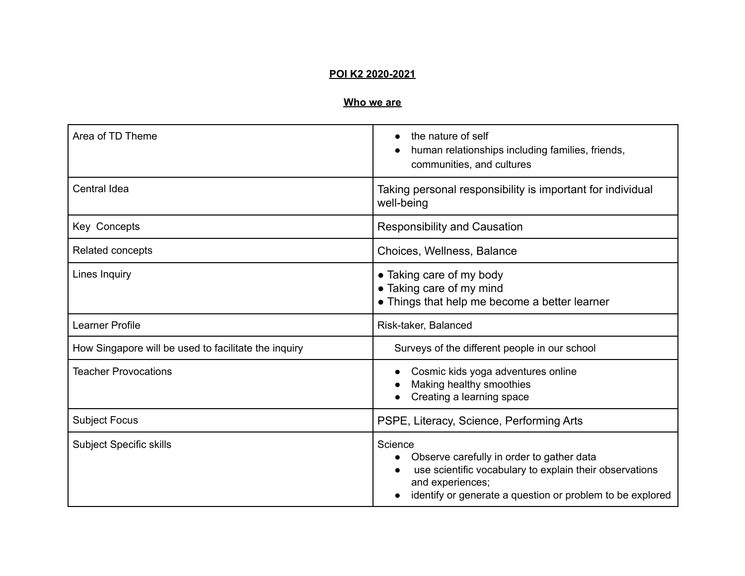**POI K2 2020-2021**

**Who we are**

| | |
|---|---|
| Area of TD Theme | • the nature of self<br>• human relationships including families, friends, communities, and cultures |
| Central Idea | Taking personal responsibility is important for individual well-being |
| Key Concepts | Responsibility and Causation |
| Related concepts | Choices, Wellness, Balance |
| Lines Inquiry | • Taking care of my body<br>• Taking care of my mind<br>• Things that help me become a better learner |
| Learner Profile | Risk-taker, Balanced |
| How Singapore will be used to facilitate the inquiry | Surveys of the different people in our school |
| Teacher Provocations | • Cosmic kids yoga adventures online<br>• Making healthy smoothies<br>• Creating a learning space |
| Subject Focus | PSPE, Literacy, Science, Performing Arts |
| Subject Specific skills | Science<br>• Observe carefully in order to gather data<br>• use scientific vocabulary to explain their observations and experiences;<br>• identify or generate a question or problem to be explored |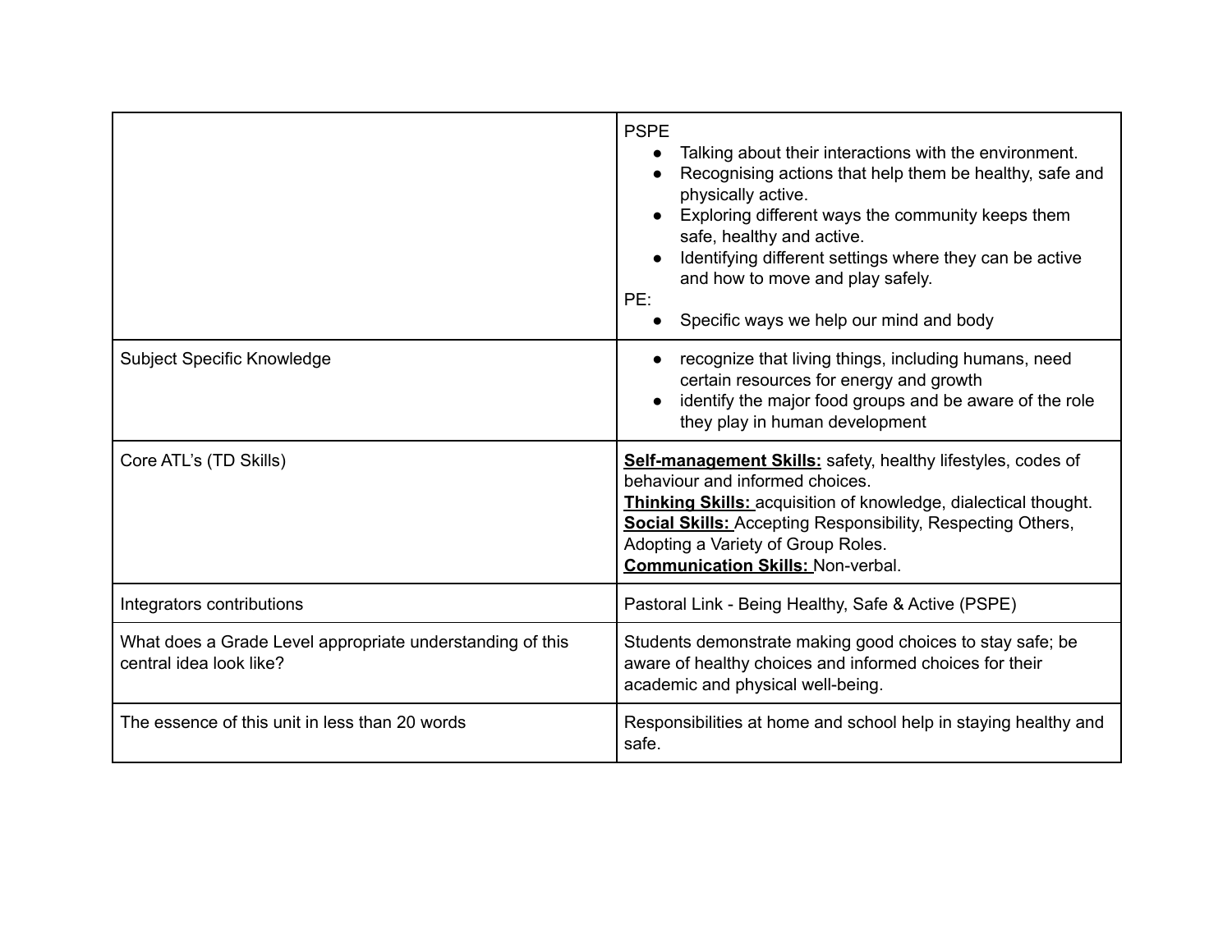| | |
|---|---|
| | PSPE<br>● Talking about their interactions with the environment.<br>● Recognising actions that help them be healthy, safe and physically active.<br>● Exploring different ways the community keeps them safe, healthy and active.<br>● Identifying different settings where they can be active and how to move and play safely.<br>PE:<br>● Specific ways we help our mind and body |
| Subject Specific Knowledge | ● recognize that living things, including humans, need certain resources for energy and growth<br>● identify the major food groups and be aware of the role they play in human development |
| Core ATL's (TD Skills) | **Self-management Skills:** safety, healthy lifestyles, codes of behaviour and informed choices.<br>**Thinking Skills:** acquisition of knowledge, dialectical thought.<br>**Social Skills:** Accepting Responsibility, Respecting Others, Adopting a Variety of Group Roles.<br>**Communication Skills:** Non-verbal. |
| Integrators contributions | Pastoral Link - Being Healthy, Safe & Active (PSPE) |
| What does a Grade Level appropriate understanding of this central idea look like? | Students demonstrate making good choices to stay safe; be aware of healthy choices and informed choices for their academic and physical well-being. |
| The essence of this unit in less than 20 words | Responsibilities at home and school help in staying healthy and safe. |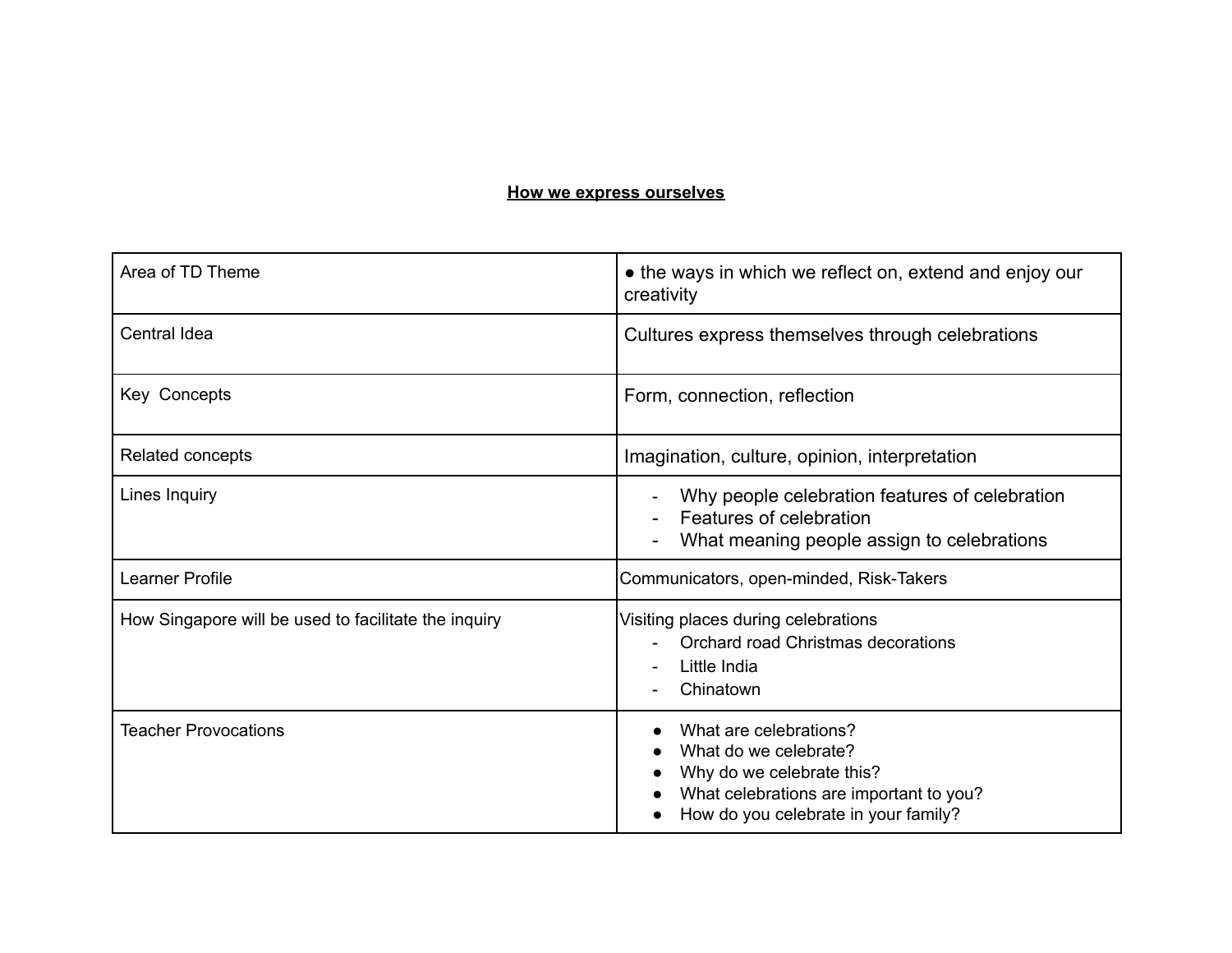**How we express ourselves**

| | |
|---|---|
| Area of TD Theme | ● the ways in which we reflect on, extend and enjoy our creativity |
| Central Idea | Cultures express themselves through celebrations |
| Key Concepts | Form, connection, reflection |
| Related concepts | Imagination, culture, opinion, interpretation |
| Lines Inquiry | - Why people celebration features of celebration<br>- Features of celebration<br>- What meaning people assign to celebrations |
| Learner Profile | Communicators, open-minded, Risk-Takers |
| How Singapore will be used to facilitate the inquiry | Visiting places during celebrations<br>- Orchard road Christmas decorations<br>- Little India<br>- Chinatown |
| Teacher Provocations | ● What are celebrations?<br>● What do we celebrate?<br>● Why do we celebrate this?<br>● What celebrations are important to you?<br>● How do you celebrate in your family? |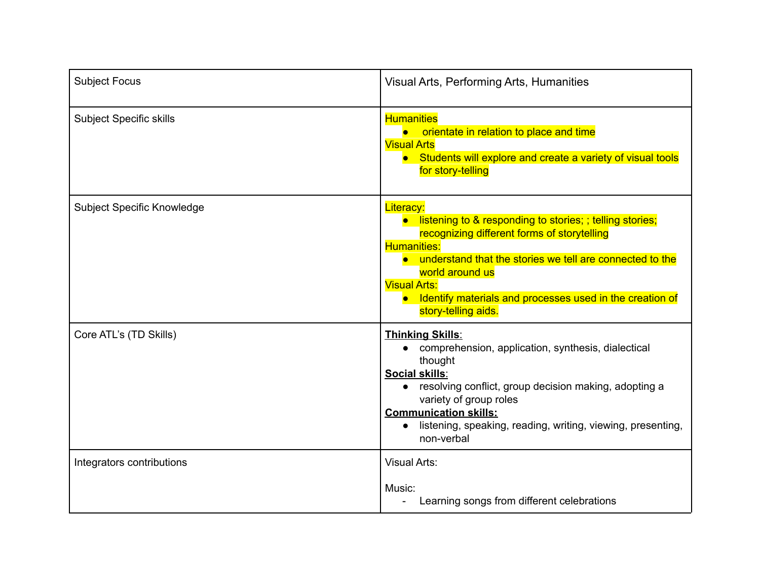| Subject Focus | Visual Arts, Performing Arts, Humanities |
| --- | --- |
| Subject Specific skills | Humanities<br>● orientate in relation to place and time<br>Visual Arts<br>● Students will explore and create a variety of visual tools for story-telling |
| Subject Specific Knowledge | Literacy:<br>● listening to & responding to stories; ; telling stories; recognizing different forms of storytelling<br>Humanities:<br>● understand that the stories we tell are connected to the world around us<br>Visual Arts:<br>● Identify materials and processes used in the creation of story-telling aids. |
| Core ATL's (TD Skills) | **Thinking Skills**:<br>● comprehension, application, synthesis, dialectical thought<br>**Social skills**:<br>● resolving conflict, group decision making, adopting a variety of group roles<br>**Communication skills:**<br>● listening, speaking, reading, writing, viewing, presenting, non-verbal |
| Integrators contributions | Visual Arts:<br><br>Music:<br>- Learning songs from different celebrations |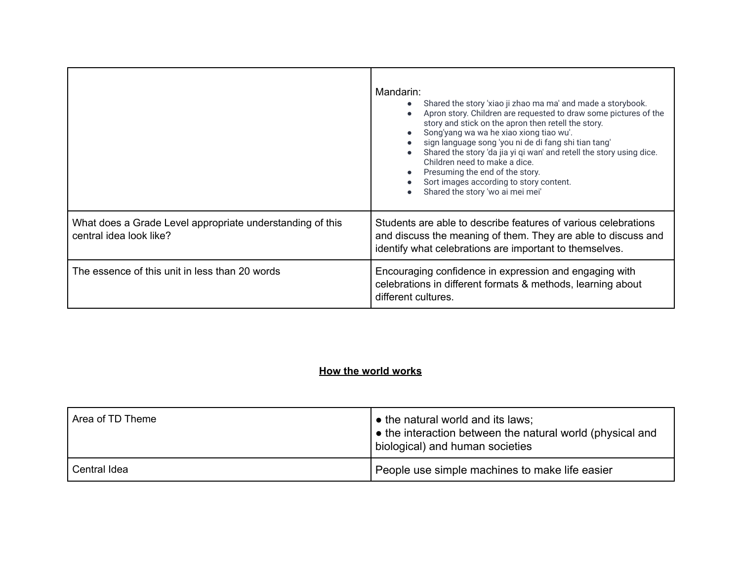| | |
|---|---|
| | Mandarin:<br>● Shared the story 'xiao ji zhao ma ma' and made a storybook.<br>● Apron story. Children are requested to draw some pictures of the story and stick on the apron then retell the story.<br>● Song'yang wa wa he xiao xiong tiao wu'.<br>● sign language song 'you ni de di fang shi tian tang'<br>● Shared the story 'da jia yi qi wan' and retell the story using dice. Children need to make a dice.<br>● Presuming the end of the story.<br>● Sort images according to story content.<br>● Shared the story 'wo ai mei mei' |
| What does a Grade Level appropriate understanding of this central idea look like? | Students are able to describe features of various celebrations and discuss the meaning of them. They are able to discuss and identify what celebrations are important to themselves. |
| The essence of this unit in less than 20 words | Encouraging confidence in expression and engaging with celebrations in different formats & methods, learning about different cultures. |

## How the world works

| | |
|---|---|
| Area of TD Theme | ● the natural world and its laws;<br>● the interaction between the natural world (physical and biological) and human societies |
| Central Idea | People use simple machines to make life easier |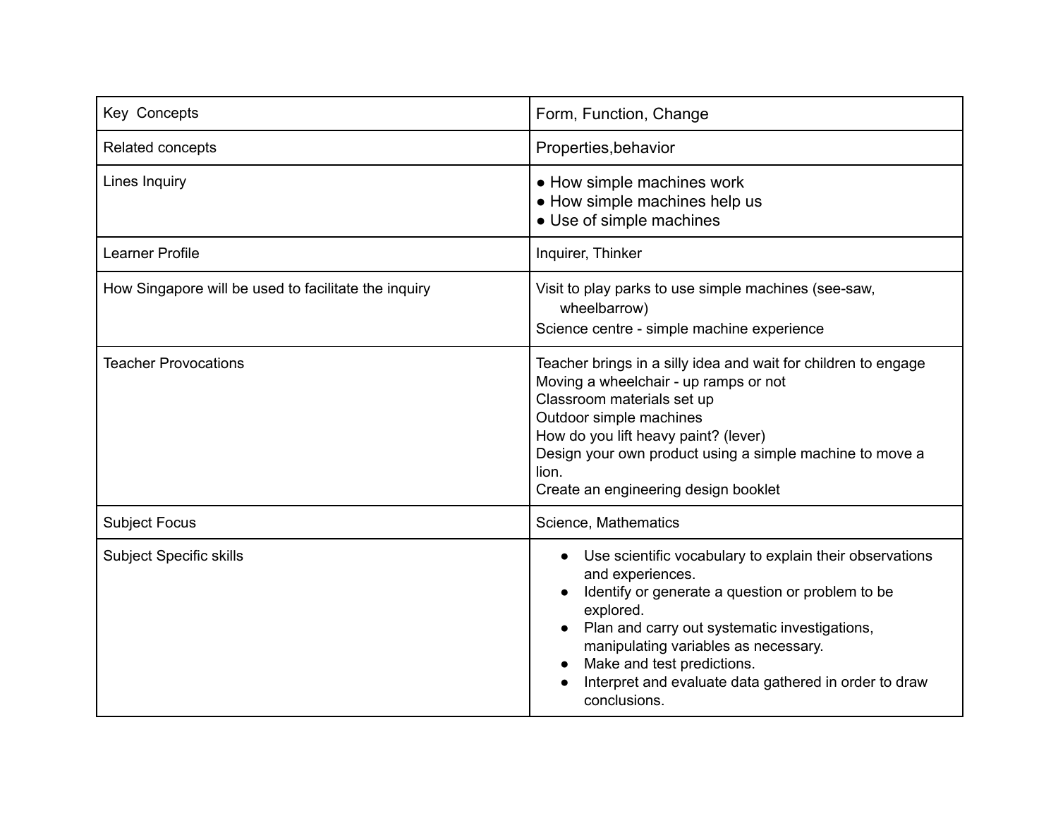| Key  Concepts | Form, Function, Change |
|---|---|
| Related concepts | Properties,behavior |
| Lines Inquiry | ● How simple machines work<br>● How simple machines help us<br>● Use of simple machines |
| Learner Profile | Inquirer, Thinker |
| How Singapore will be used to facilitate the inquiry | Visit to play parks to use simple machines (see-saw, wheelbarrow)<br>Science centre - simple machine experience |
| Teacher Provocations | Teacher brings in a silly idea and wait for children to engage<br>Moving a wheelchair - up ramps or not<br>Classroom materials set up<br>Outdoor simple machines<br>How do you lift heavy paint? (lever)<br>Design your own product using a simple machine to move a lion.<br>Create an engineering design booklet |
| Subject Focus | Science, Mathematics |
| Subject Specific skills | ● Use scientific vocabulary to explain their observations and experiences.<br>● Identify or generate a question or problem to be explored.<br>● Plan and carry out systematic investigations, manipulating variables as necessary.<br>● Make and test predictions.<br>● Interpret and evaluate data gathered in order to draw conclusions. |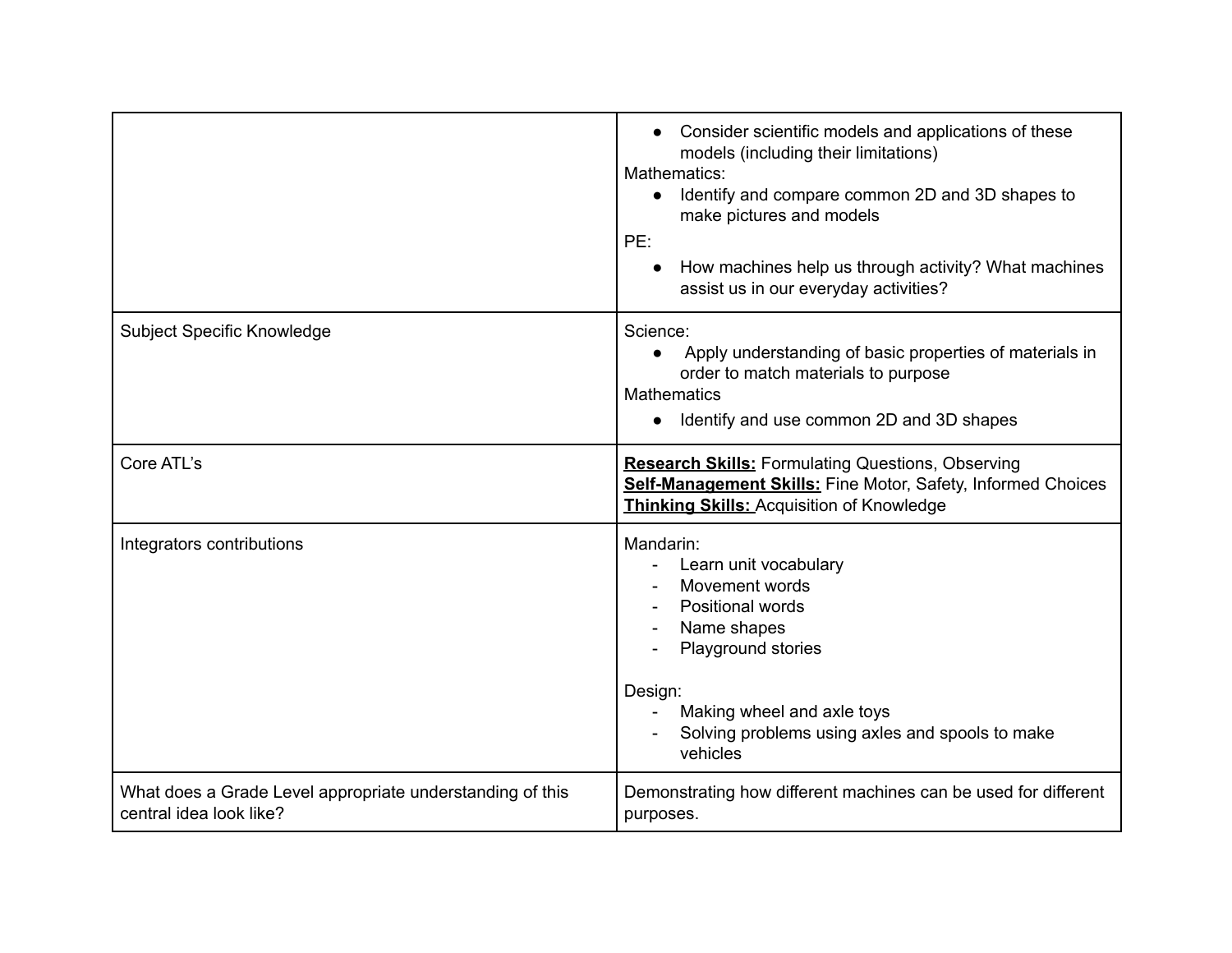| | |
|---|---|
| | • Consider scientific models and applications of these models (including their limitations)<br>Mathematics:<br>• Identify and compare common 2D and 3D shapes to make pictures and models<br>PE:<br>• How machines help us through activity? What machines assist us in our everyday activities? |
| Subject Specific Knowledge | Science:<br>• Apply understanding of basic properties of materials in order to match materials to purpose<br>Mathematics<br>• Identify and use common 2D and 3D shapes |
| Core ATL's | **Research Skills:** Formulating Questions, Observing<br>**Self-Management Skills:** Fine Motor, Safety, Informed Choices<br>**Thinking Skills:** Acquisition of Knowledge |
| Integrators contributions | Mandarin:<br>- Learn unit vocabulary<br>- Movement words<br>- Positional words<br>- Name shapes<br>- Playground stories<br><br>Design:<br>- Making wheel and axle toys<br>- Solving problems using axles and spools to make vehicles |
| What does a Grade Level appropriate understanding of this central idea look like? | Demonstrating how different machines can be used for different purposes. |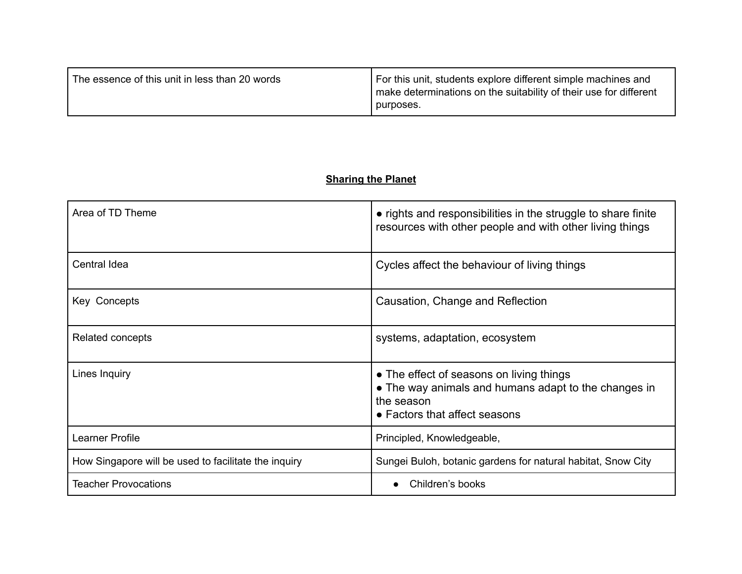| | |
|---|---|
| The essence of this unit in less than 20 words | For this unit, students explore different simple machines and make determinations on the suitability of their use for different purposes. |

## **Sharing the Planet**

| | |
|---|---|
| Area of TD Theme | ● rights and responsibilities in the struggle to share finite resources with other people and with other living things |
| Central Idea | Cycles affect the behaviour of living things |
| Key  Concepts | Causation, Change and Reflection |
| Related concepts | systems, adaptation, ecosystem |
| Lines Inquiry | ● The effect of seasons on living things<br>● The way animals and humans adapt to the changes in the season<br>● Factors that affect seasons |
| Learner Profile | Principled, Knowledgeable, |
| How Singapore will be used to facilitate the inquiry | Sungei Buloh, botanic gardens for natural habitat, Snow City |
| Teacher Provocations | ● Children's books |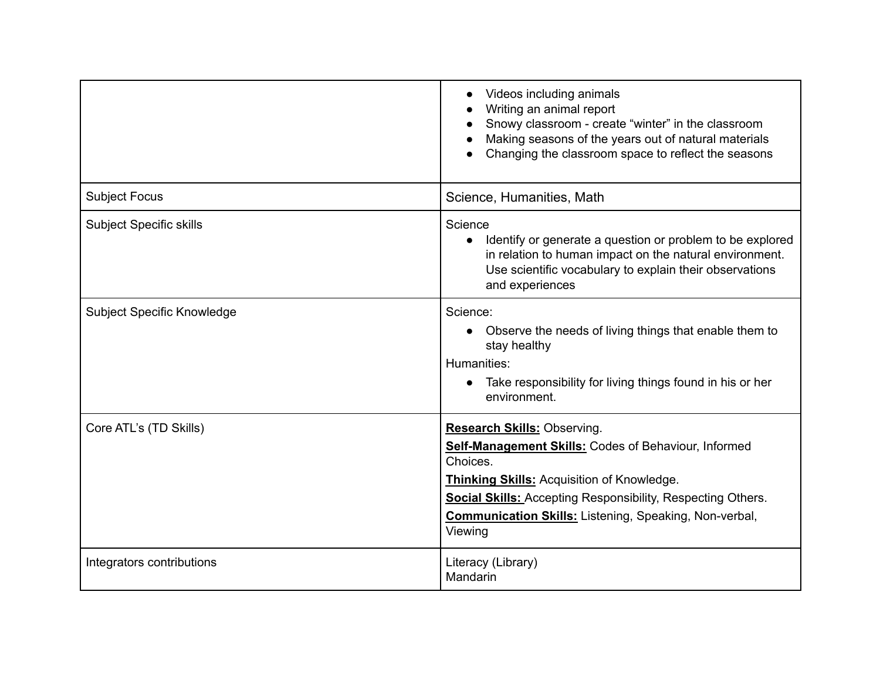| | |
|---|---|
| | • Videos including animals<br>• Writing an animal report<br>• Snowy classroom - create “winter” in the classroom<br>• Making seasons of the years out of natural materials<br>• Changing the classroom space to reflect the seasons |
| Subject Focus | Science, Humanities, Math |
| Subject Specific skills | Science<br>• Identify or generate a question or problem to be explored in relation to human impact on the natural environment. Use scientific vocabulary to explain their observations and experiences |
| Subject Specific Knowledge | Science:<br>• Observe the needs of living things that enable them to stay healthy<br>Humanities:<br>• Take responsibility for living things found in his or her environment. |
| Core ATL’s (TD Skills) | **Research Skills:** Observing.<br>**Self-Management Skills:** Codes of Behaviour, Informed Choices.<br>**Thinking Skills:** Acquisition of Knowledge.<br>**Social Skills:** Accepting Responsibility, Respecting Others.<br>**Communication Skills:** Listening, Speaking, Non-verbal, Viewing |
| Integrators contributions | Literacy (Library)<br>Mandarin |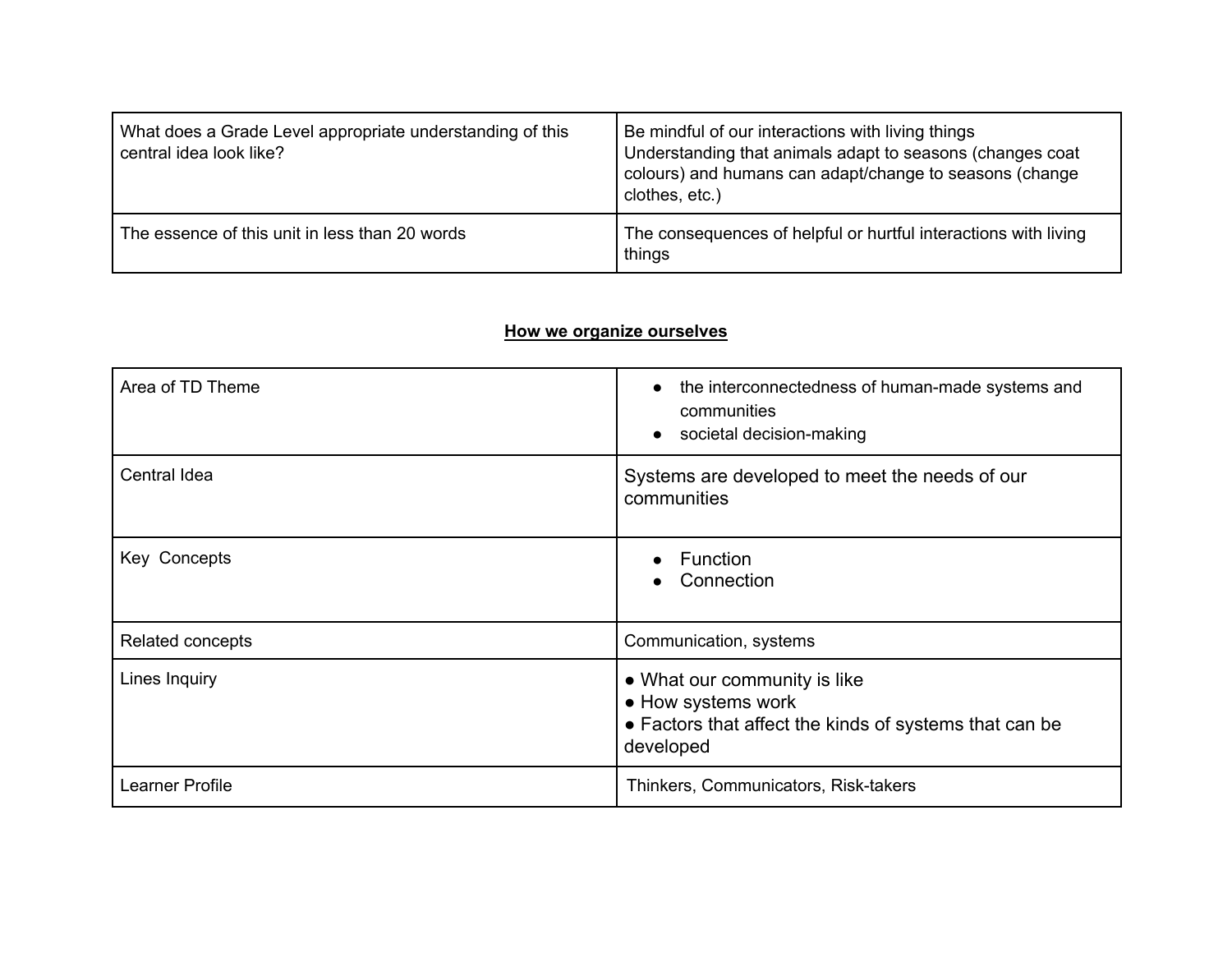| | |
|---|---|
| What does a Grade Level appropriate understanding of this central idea look like? | Be mindful of our interactions with living things<br>Understanding that animals adapt to seasons (changes coat colours) and humans can adapt/change to seasons (change clothes, etc.) |
| The essence of this unit in less than 20 words | The consequences of helpful or hurtful interactions with living things |

**How we organize ourselves**

| | |
|---|---|
| Area of TD Theme | • the interconnectedness of human-made systems and communities<br>• societal decision-making |
| Central Idea | Systems are developed to meet the needs of our communities |
| Key Concepts | • Function<br>• Connection |
| Related concepts | Communication, systems |
| Lines Inquiry | • What our community is like<br>• How systems work<br>• Factors that affect the kinds of systems that can be developed |
| Learner Profile | Thinkers, Communicators, Risk-takers |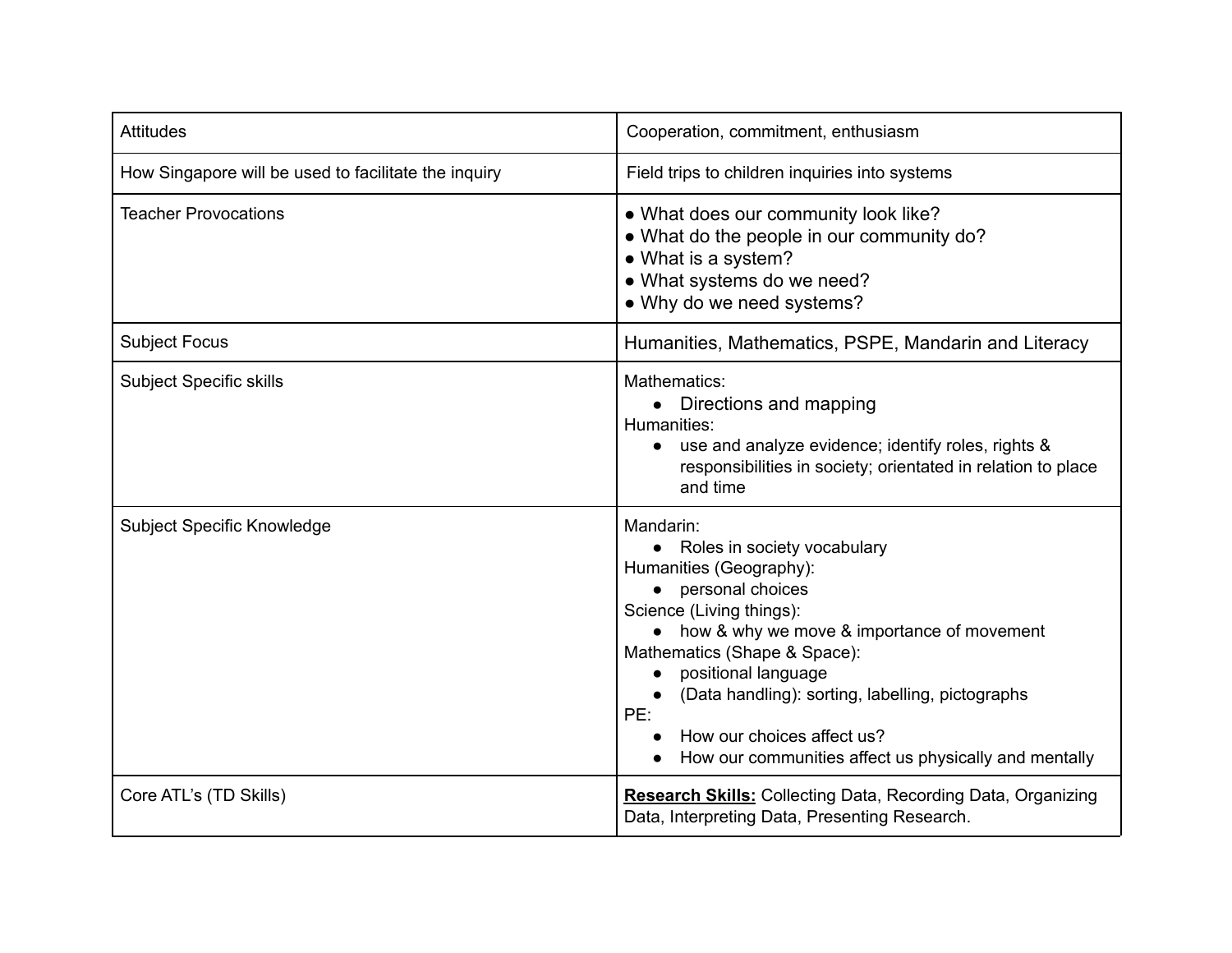| Attitudes | Cooperation, commitment, enthusiasm |
| --- | --- |
| How Singapore will be used to facilitate the inquiry | Field trips to children inquiries into systems |
| Teacher Provocations | ● What does our community look like?<br>● What do the people in our community do?<br>● What is a system?<br>● What systems do we need?<br>● Why do we need systems? |
| Subject Focus | Humanities, Mathematics, PSPE, Mandarin and Literacy |
| Subject Specific skills | Mathematics:<br>● Directions and mapping<br>Humanities:<br>● use and analyze evidence; identify roles, rights & responsibilities in society; orientated in relation to place and time |
| Subject Specific Knowledge | Mandarin:<br>● Roles in society vocabulary<br>Humanities (Geography):<br>● personal choices<br>Science (Living things):<br>● how & why we move & importance of movement<br>Mathematics (Shape & Space):<br>● positional language<br>● (Data handling): sorting, labelling, pictographs<br>PE:<br>● How our choices affect us?<br>● How our communities affect us physically and mentally |
| Core ATL's (TD Skills) | **<u>Research Skills:</u>** Collecting Data, Recording Data, Organizing Data, Interpreting Data, Presenting Research. |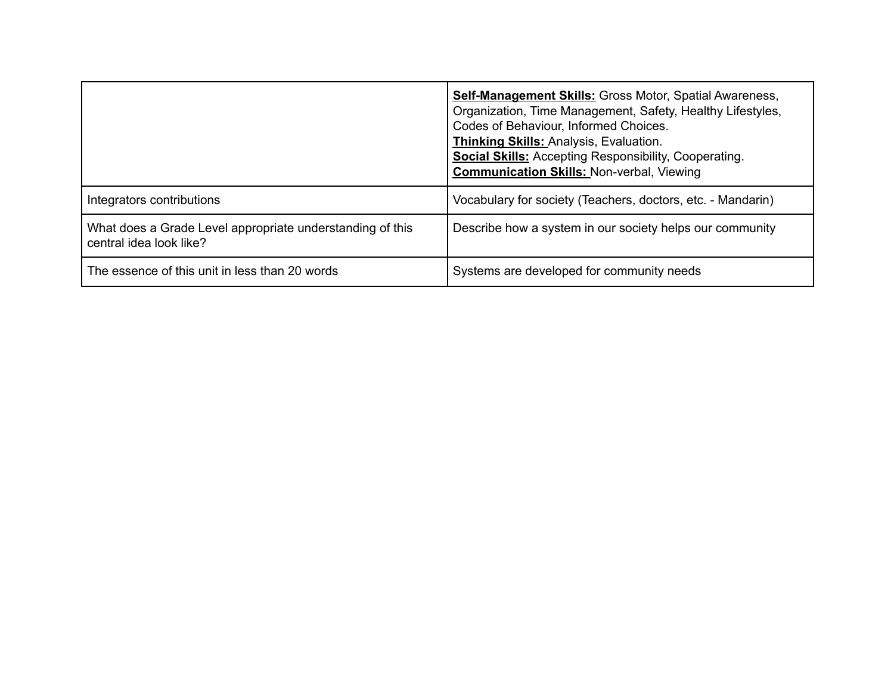| | |
|---|---|
| | **Self-Management Skills:** Gross Motor, Spatial Awareness, Organization, Time Management, Safety, Healthy Lifestyles, Codes of Behaviour, Informed Choices.<br>**Thinking Skills:** Analysis, Evaluation.<br>**Social Skills:** Accepting Responsibility, Cooperating.<br>**Communication Skills:** Non-verbal, Viewing |
| Integrators contributions | Vocabulary for society (Teachers, doctors, etc. - Mandarin) |
| What does a Grade Level appropriate understanding of this central idea look like? | Describe how a system in our society helps our community |
| The essence of this unit in less than 20 words | Systems are developed for community needs |